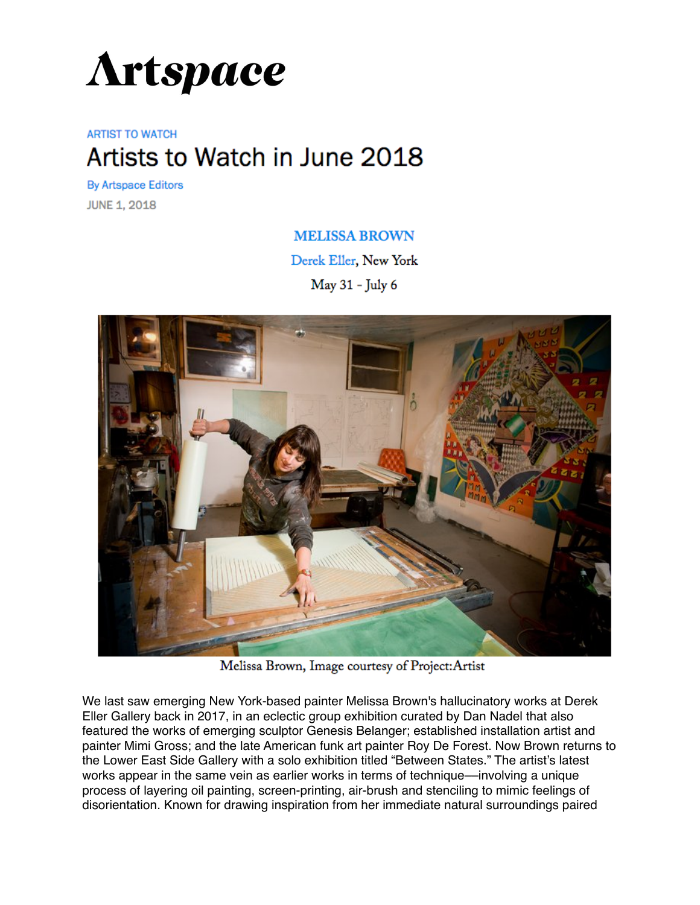# Artspace

ARTIST TO WATCH

## Artists to Watch in June 2018

By Artspace Editors

JUNE 1, 2018

### MELISSA BROWN

Derek Eller, New York

May 31 - July 6

Melissa Brown, Image courtesy of Project:Artist

We last saw emerging New York-based painter Melissa Brown's hallucinatory works at Derek Eller Gallery back in 2017, in an eclectic group exhibition curated by Dan Nadel that also featured the works of emerging sculptor Genesis Belanger; established installation artist and painter Mimi Gross; and the late American funk art painter Roy De Forest. Now Brown returns to the Lower East Side Gallery with a solo exhibition titled "Between States." The artist's latest works appear in the same vein as earlier works in terms of technique—involving a unique process of layering oil painting, screen-printing, air-brush and stenciling to mimic feelings of disorientation. Known for drawing inspiration from her immediate natural surroundings paired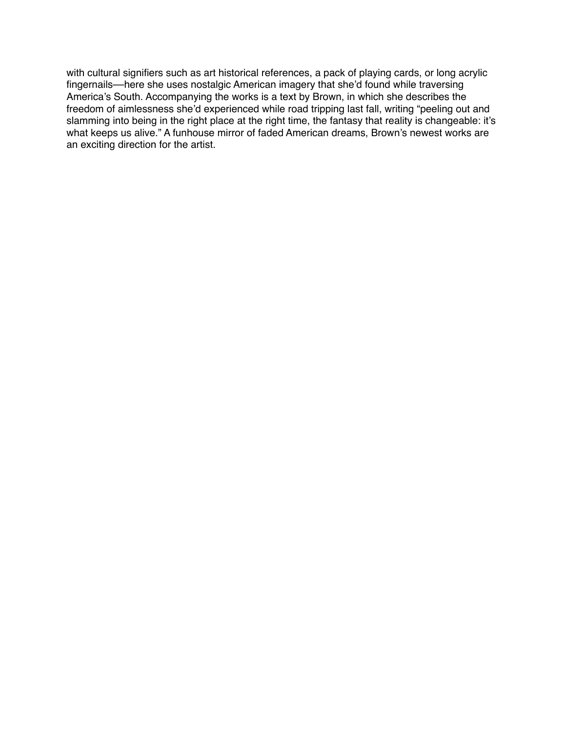with cultural signifiers such as art historical references, a pack of playing cards, or long acrylic fingernails—here she uses nostalgic American imagery that she'd found while traversing America's South. Accompanying the works is a text by Brown, in which she describes the freedom of aimlessness she'd experienced while road tripping last fall, writing "peeling out and slamming into being in the right place at the right time, the fantasy that reality is changeable: it's what keeps us alive." A funhouse mirror of faded American dreams, Brown's newest works are an exciting direction for the artist.